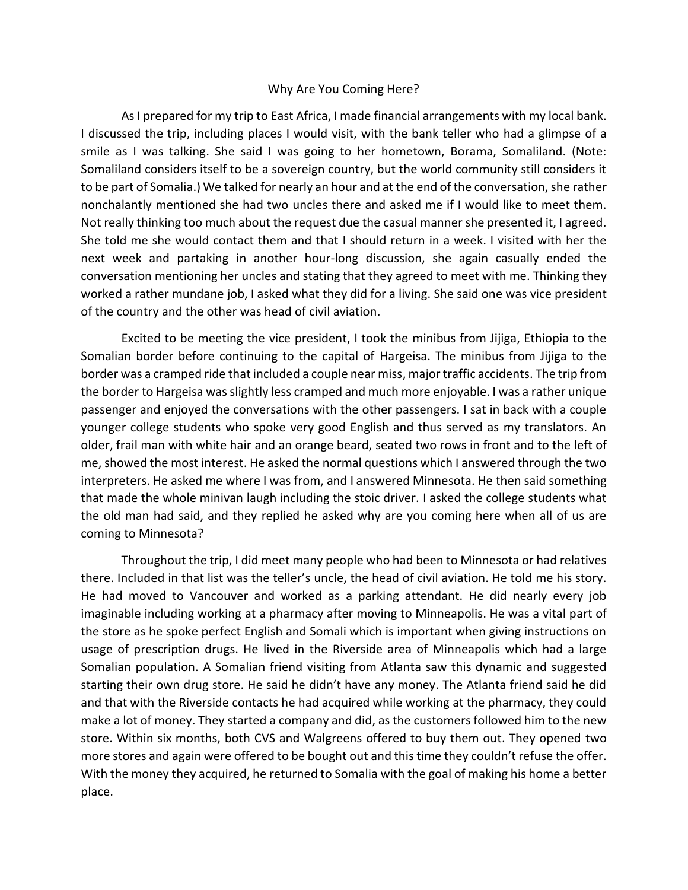# Why Are You Coming Here?

As I prepared for my trip to East Africa, I made financial arrangements with my local bank. I discussed the trip, including places I would visit, with the bank teller who had a glimpse of a smile as I was talking. She said I was going to her hometown, Borama, Somaliland. (Note: Somaliland considers itself to be a sovereign country, but the world community still considers it to be part of Somalia.) We talked for nearly an hour and at the end of the conversation, she rather nonchalantly mentioned she had two uncles there and asked me if I would like to meet them. Not really thinking too much about the request due the casual manner she presented it, I agreed. She told me she would contact them and that I should return in a week. I visited with her the next week and partaking in another hour-long discussion, she again casually ended the conversation mentioning her uncles and stating that they agreed to meet with me. Thinking they worked a rather mundane job, I asked what they did for a living. She said one was vice president of the country and the other was head of civil aviation.

Excited to be meeting the vice president, I took the minibus from Jijiga, Ethiopia to the Somalian border before continuing to the capital of Hargeisa. The minibus from Jijiga to the border was a cramped ride that included a couple near miss, major traffic accidents. The trip from the border to Hargeisa was slightly less cramped and much more enjoyable. I was a rather unique passenger and enjoyed the conversations with the other passengers. I sat in back with a couple younger college students who spoke very good English and thus served as my translators. An older, frail man with white hair and an orange beard, seated two rows in front and to the left of me, showed the most interest. He asked the normal questions which I answered through the two interpreters. He asked me where I was from, and I answered Minnesota. He then said something that made the whole minivan laugh including the stoic driver. I asked the college students what the old man had said, and they replied he asked why are you coming here when all of us are coming to Minnesota?

Throughout the trip, I did meet many people who had been to Minnesota or had relatives there. Included in that list was the teller's uncle, the head of civil aviation. He told me his story. He had moved to Vancouver and worked as a parking attendant. He did nearly every job imaginable including working at a pharmacy after moving to Minneapolis. He was a vital part of the store as he spoke perfect English and Somali which is important when giving instructions on usage of prescription drugs. He lived in the Riverside area of Minneapolis which had a large Somalian population. A Somalian friend visiting from Atlanta saw this dynamic and suggested starting their own drug store. He said he didn't have any money. The Atlanta friend said he did and that with the Riverside contacts he had acquired while working at the pharmacy, they could make a lot of money. They started a company and did, as the customers followed him to the new store. Within six months, both CVS and Walgreens offered to buy them out. They opened two more stores and again were offered to be bought out and this time they couldn't refuse the offer. With the money they acquired, he returned to Somalia with the goal of making his home a better place.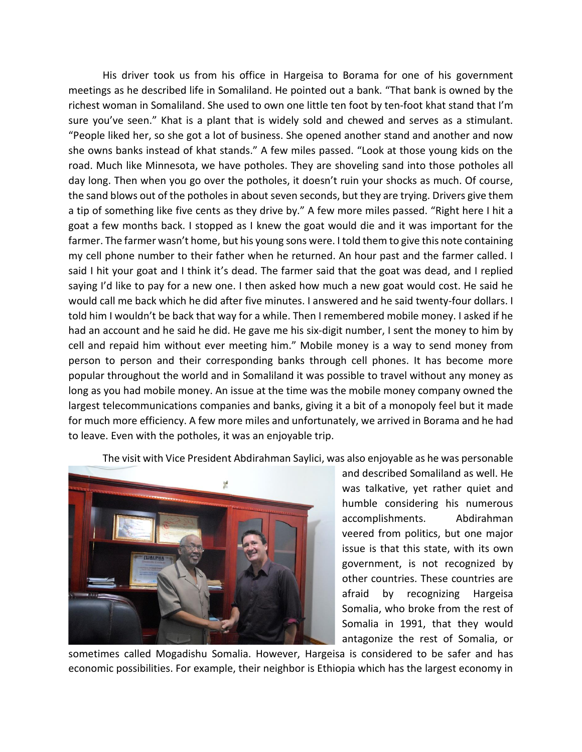His driver took us from his office in Hargeisa to Borama for one of his government meetings as he described life in Somaliland. He pointed out a bank. "That bank is owned by the richest woman in Somaliland. She used to own one little ten foot by ten-foot khat stand that I'm sure you've seen." Khat is a plant that is widely sold and chewed and serves as a stimulant. "People liked her, so she got a lot of business. She opened another stand and another and now she owns banks instead of khat stands." A few miles passed. "Look at those young kids on the road. Much like Minnesota, we have potholes. They are shoveling sand into those potholes all day long. Then when you go over the potholes, it doesn't ruin your shocks as much. Of course, the sand blows out of the potholes in about seven seconds, but they are trying. Drivers give them a tip of something like five cents as they drive by." A few more miles passed. "Right here I hit a goat a few months back. I stopped as I knew the goat would die and it was important for the farmer. The farmer wasn't home, but his young sons were. I told them to give this note containing my cell phone number to their father when he returned. An hour past and the farmer called. I said I hit your goat and I think it's dead. The farmer said that the goat was dead, and I replied saying I'd like to pay for a new one. I then asked how much a new goat would cost. He said he would call me back which he did after five minutes. I answered and he said twenty-four dollars. I told him I wouldn't be back that way for a while. Then I remembered mobile money. I asked if he had an account and he said he did. He gave me his six-digit number, I sent the money to him by cell and repaid him without ever meeting him." Mobile money is a way to send money from person to person and their corresponding banks through cell phones. It has become more popular throughout the world and in Somaliland it was possible to travel without any money as long as you had mobile money. An issue at the time was the mobile money company owned the largest telecommunications companies and banks, giving it a bit of a monopoly feel but it made for much more efficiency. A few more miles and unfortunately, we arrived in Borama and he had to leave. Even with the potholes, it was an enjoyable trip.

The visit with Vice President Abdirahman Saylici, was also enjoyable as he was personable and described Somaliland as well. He was talkative, yet rather quiet and humble considering his numerous accomplishments. Abdirahman veered from politics, but one major issue is that this state, with its own government, is not recognized by other countries. These countries are afraid by recognizing Hargeisa Somalia, who broke from the rest of Somalia in 1991, that they would antagonize the rest of Somalia, or sometimes called Mogadishu Somalia. However, Hargeisa is considered to be safer and has economic possibilities. For example, their neighbor is Ethiopia which has the largest economy in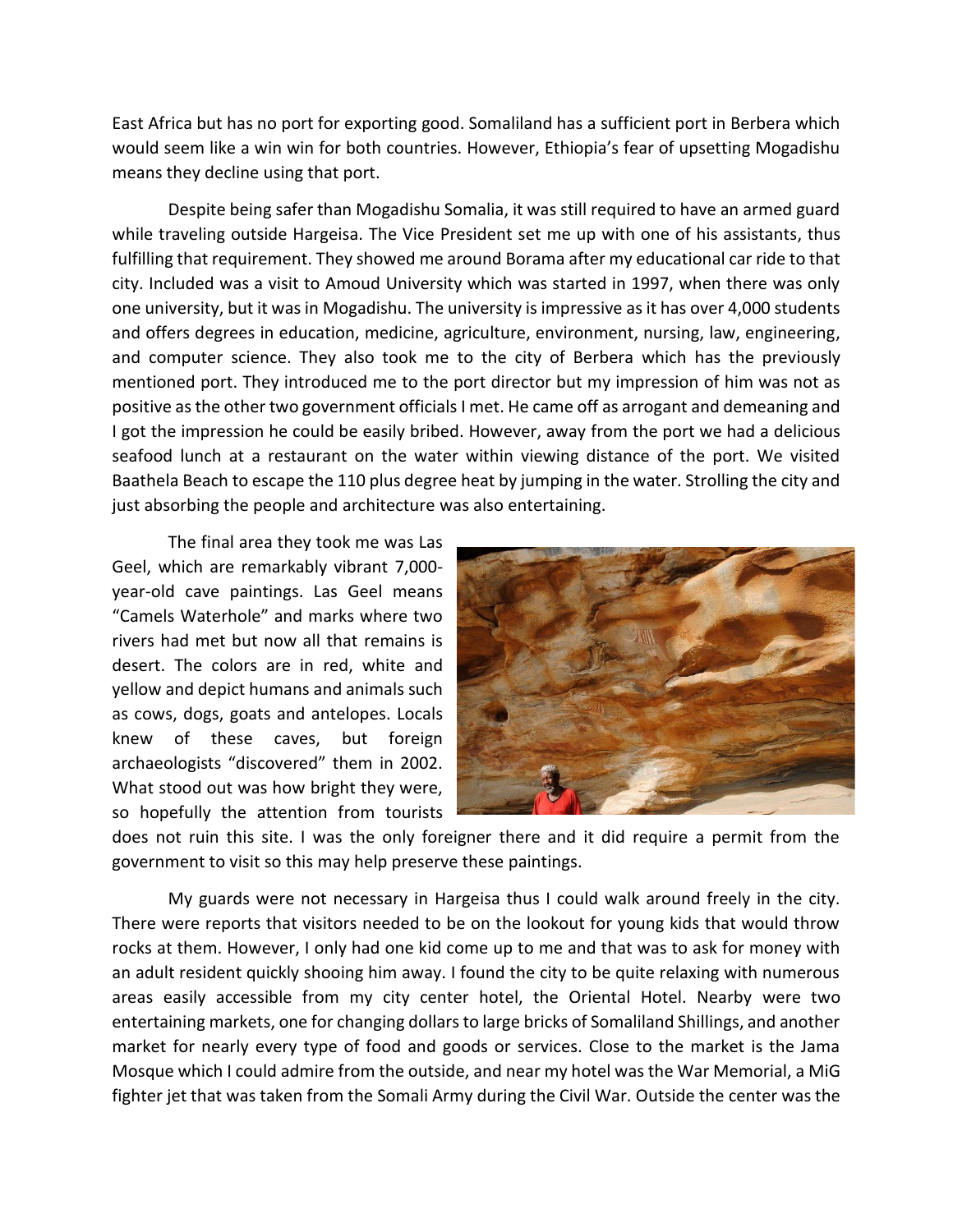East Africa but has no port for exporting good. Somaliland has a sufficient port in Berbera which would seem like a win win for both countries. However, Ethiopia's fear of upsetting Mogadishu means they decline using that port.

Despite being safer than Mogadishu Somalia, it was still required to have an armed guard while traveling outside Hargeisa. The Vice President set me up with one of his assistants, thus fulfilling that requirement. They showed me around Borama after my educational car ride to that city. Included was a visit to Amoud University which was started in 1997, when there was only one university, but it was in Mogadishu. The university is impressive as it has over 4,000 students and offers degrees in education, medicine, agriculture, environment, nursing, law, engineering, and computer science. They also took me to the city of Berbera which has the previously mentioned port. They introduced me to the port director but my impression of him was not as positive as the other two government officials I met. He came off as arrogant and demeaning and I got the impression he could be easily bribed. However, away from the port we had a delicious seafood lunch at a restaurant on the water within viewing distance of the port. We visited Baathela Beach to escape the 110 plus degree heat by jumping in the water. Strolling the city and just absorbing the people and architecture was also entertaining.

The final area they took me was Las Geel, which are remarkably vibrant 7,000-year-old cave paintings. Las Geel means "Camels Waterhole" and marks where two rivers had met but now all that remains is desert. The colors are in red, white and yellow and depict humans and animals such as cows, dogs, goats and antelopes. Locals knew of these caves, but foreign archaeologists "discovered" them in 2002. What stood out was how bright they were, so hopefully the attention from tourists does not ruin this site. I was the only foreigner there and it did require a permit from the government to visit so this may help preserve these paintings.

My guards were not necessary in Hargeisa thus I could walk around freely in the city. There were reports that visitors needed to be on the lookout for young kids that would throw rocks at them. However, I only had one kid come up to me and that was to ask for money with an adult resident quickly shooing him away. I found the city to be quite relaxing with numerous areas easily accessible from my city center hotel, the Oriental Hotel. Nearby were two entertaining markets, one for changing dollars to large bricks of Somaliland Shillings, and another market for nearly every type of food and goods or services. Close to the market is the Jama Mosque which I could admire from the outside, and near my hotel was the War Memorial, a MiG fighter jet that was taken from the Somali Army during the Civil War. Outside the center was the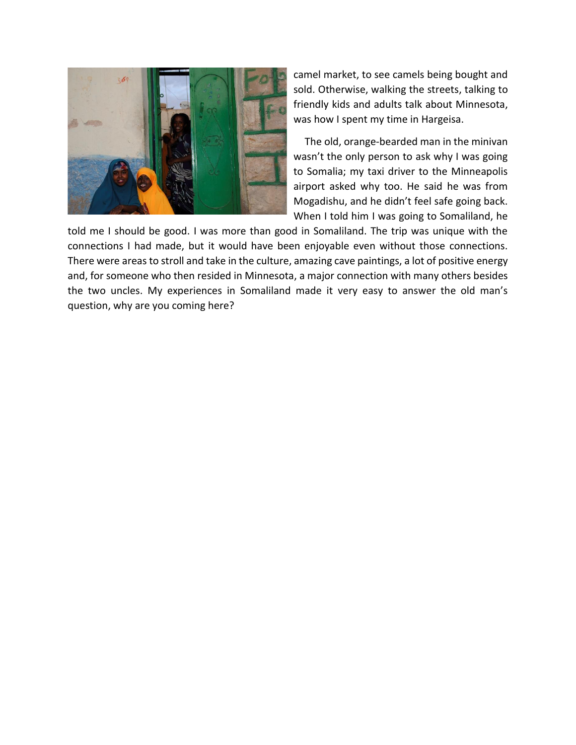camel market, to see camels being bought and sold. Otherwise, walking the streets, talking to friendly kids and adults talk about Minnesota, was how I spent my time in Hargeisa.

The old, orange-bearded man in the minivan wasn't the only person to ask why I was going to Somalia; my taxi driver to the Minneapolis airport asked why too. He said he was from Mogadishu, and he didn't feel safe going back. When I told him I was going to Somaliland, he told me I should be good. I was more than good in Somaliland. The trip was unique with the connections I had made, but it would have been enjoyable even without those connections. There were areas to stroll and take in the culture, amazing cave paintings, a lot of positive energy and, for someone who then resided in Minnesota, a major connection with many others besides the two uncles. My experiences in Somaliland made it very easy to answer the old man's question, why are you coming here?